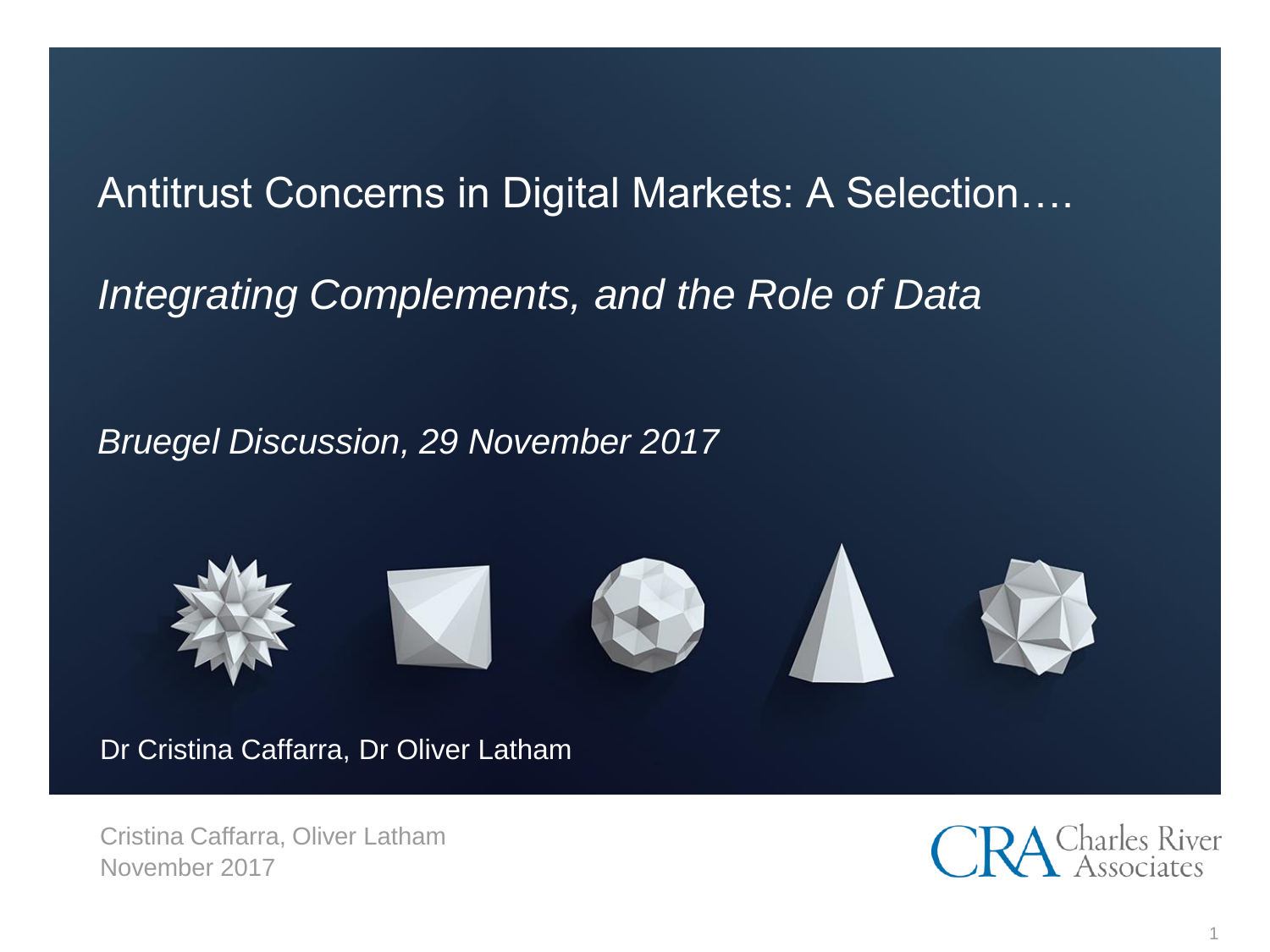# Antitrust Concerns in Digital Markets: A Selection….

## *Integrating Complements, and the Role of Data*

*Bruegel Discussion, 29 November 2017*

Dr Cristina Caffarra, Dr Oliver Latham

Cristina Caffarra, Oliver Latham
November 2017

CRA Charles River Associates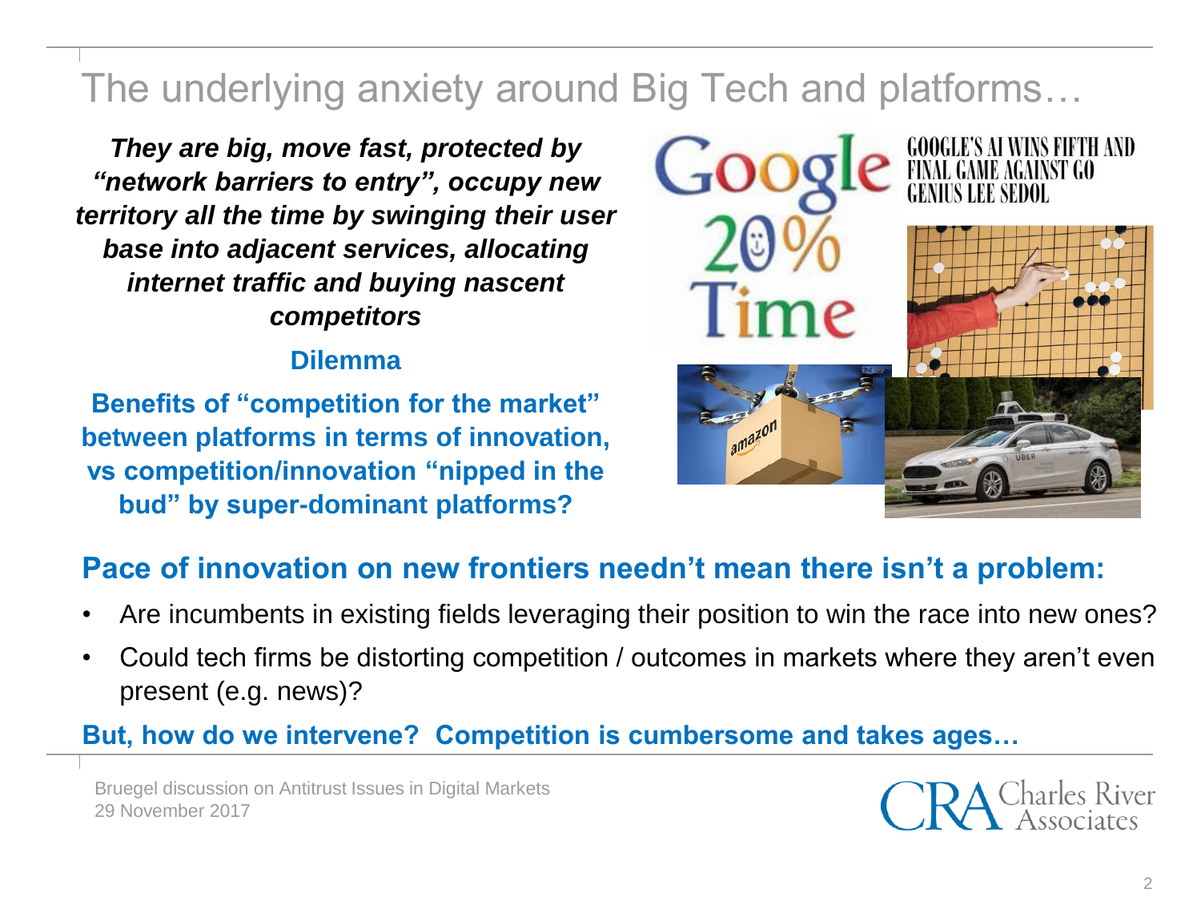# The underlying anxiety around Big Tech and platforms…

***They are big, move fast, protected by "network barriers to entry", occupy new territory all the time by swinging their user base into adjacent services, allocating internet traffic and buying nascent competitors***

**Dilemma**

**Benefits of "competition for the market" between platforms in terms of innovation, vs competition/innovation "nipped in the bud" by super-dominant platforms?**

**Pace of innovation on new frontiers needn't mean there isn't a problem:**

- Are incumbents in existing fields leveraging their position to win the race into new ones?
- Could tech firms be distorting competition / outcomes in markets where they aren't even present (e.g. news)?

**But, how do we intervene? Competition is cumbersome and takes ages…**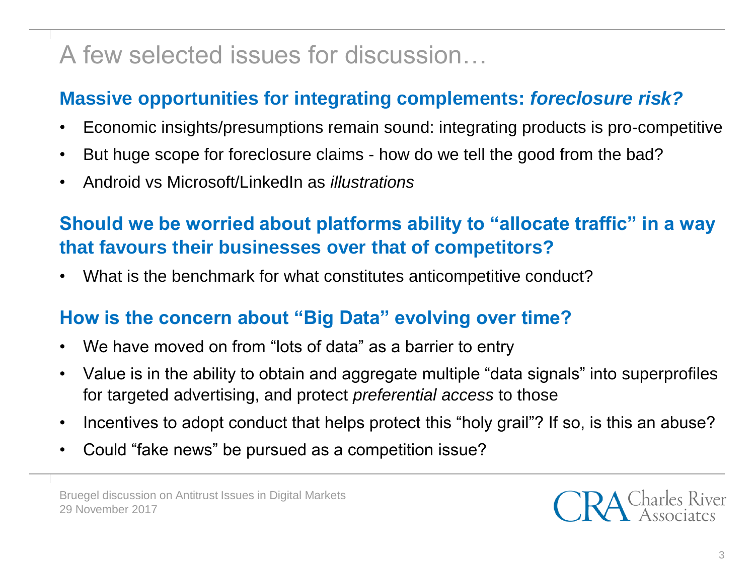# A few selected issues for discussion…

## Massive opportunities for integrating complements: *foreclosure risk?*

- Economic insights/presumptions remain sound: integrating products is pro-competitive
- But huge scope for foreclosure claims - how do we tell the good from the bad?
- Android vs Microsoft/LinkedIn as *illustrations*

## Should we be worried about platforms ability to "allocate traffic" in a way that favours their businesses over that of competitors?

- What is the benchmark for what constitutes anticompetitive conduct?

## How is the concern about "Big Data" evolving over time?

- We have moved on from "lots of data" as a barrier to entry
- Value is in the ability to obtain and aggregate multiple "data signals" into superprofiles for targeted advertising, and protect *preferential access* to those
- Incentives to adopt conduct that helps protect this "holy grail"? If so, is this an abuse?
- Could "fake news" be pursued as a competition issue?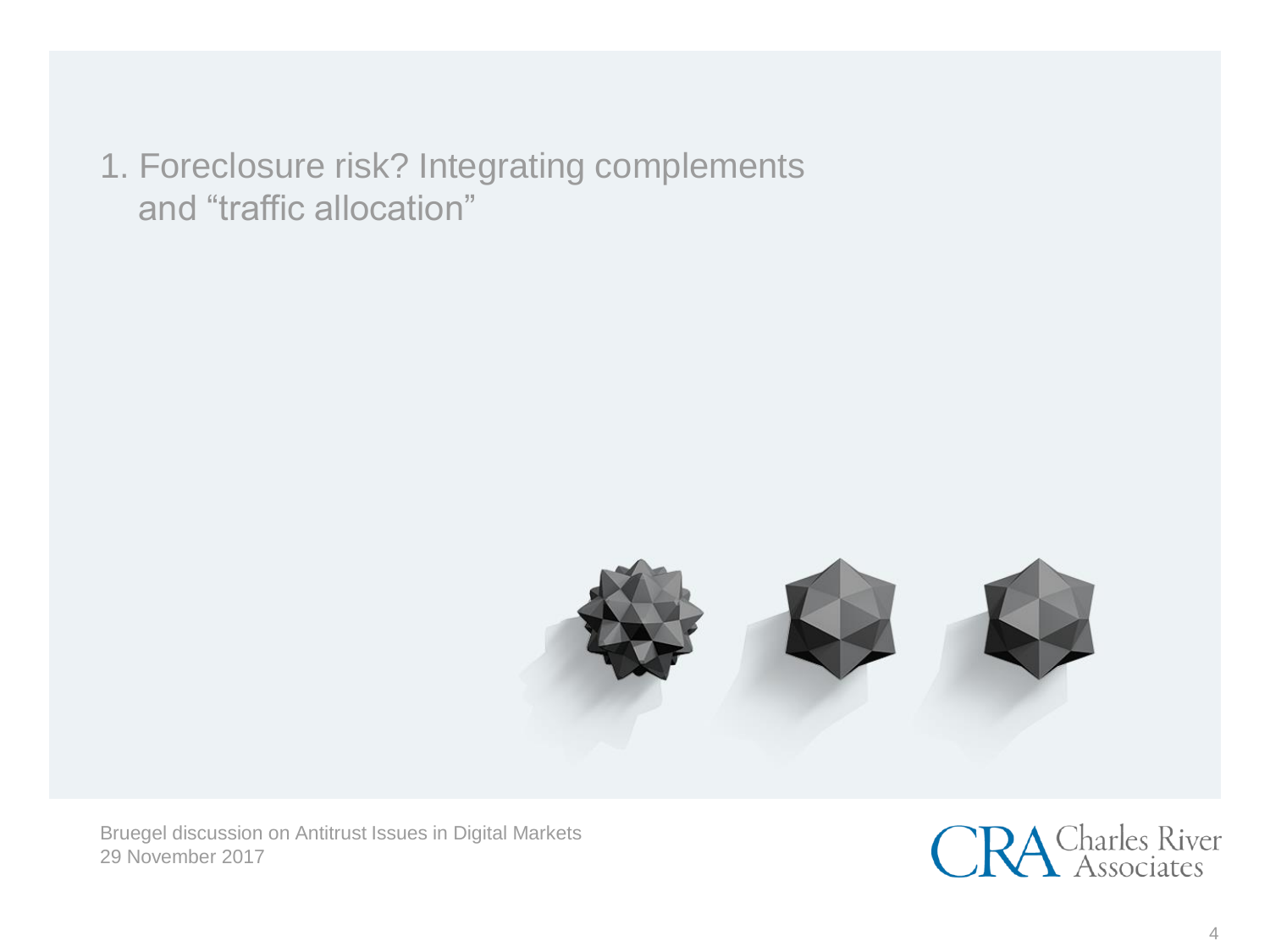# 1. Foreclosure risk? Integrating complements and "traffic allocation"

Bruegel discussion on Antitrust Issues in Digital Markets
29 November 2017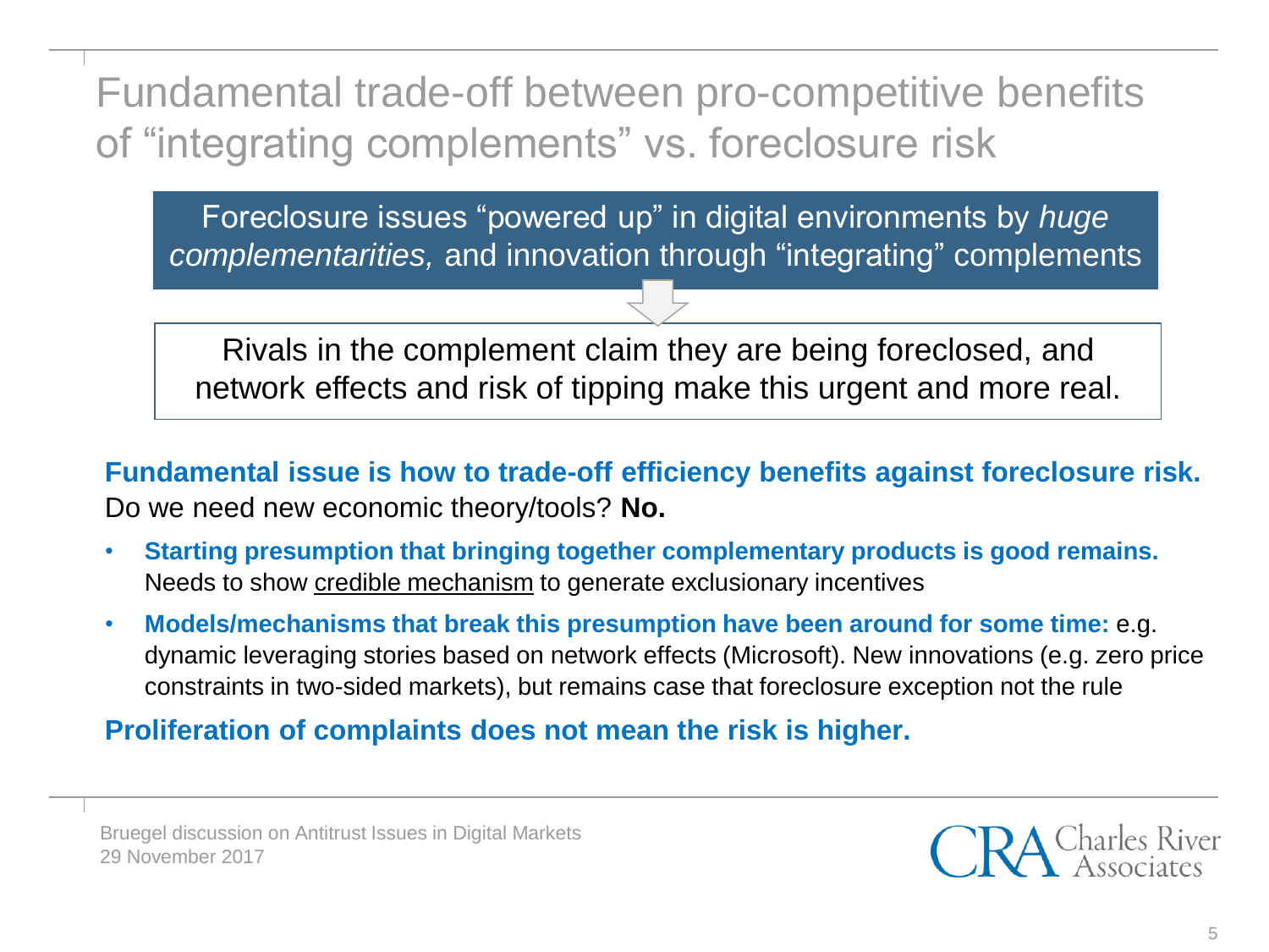# Fundamental trade-off between pro-competitive benefits of "integrating complements" vs. foreclosure risk

Foreclosure issues "powered up" in digital environments by *huge complementarities,* and innovation through "integrating" complements

Rivals in the complement claim they are being foreclosed, and network effects and risk of tipping make this urgent and more real.

**Fundamental issue is how to trade-off efficiency benefits against foreclosure risk.** Do we need new economic theory/tools? **No.**

- **Starting presumption that bringing together complementary products is good remains.** Needs to show credible mechanism to generate exclusionary incentives
- **Models/mechanisms that break this presumption have been around for some time:** e.g. dynamic leveraging stories based on network effects (Microsoft). New innovations (e.g. zero price constraints in two-sided markets), but remains case that foreclosure exception not the rule

**Proliferation of complaints does not mean the risk is higher.**

Bruegel discussion on Antitrust Issues in Digital Markets
29 November 2017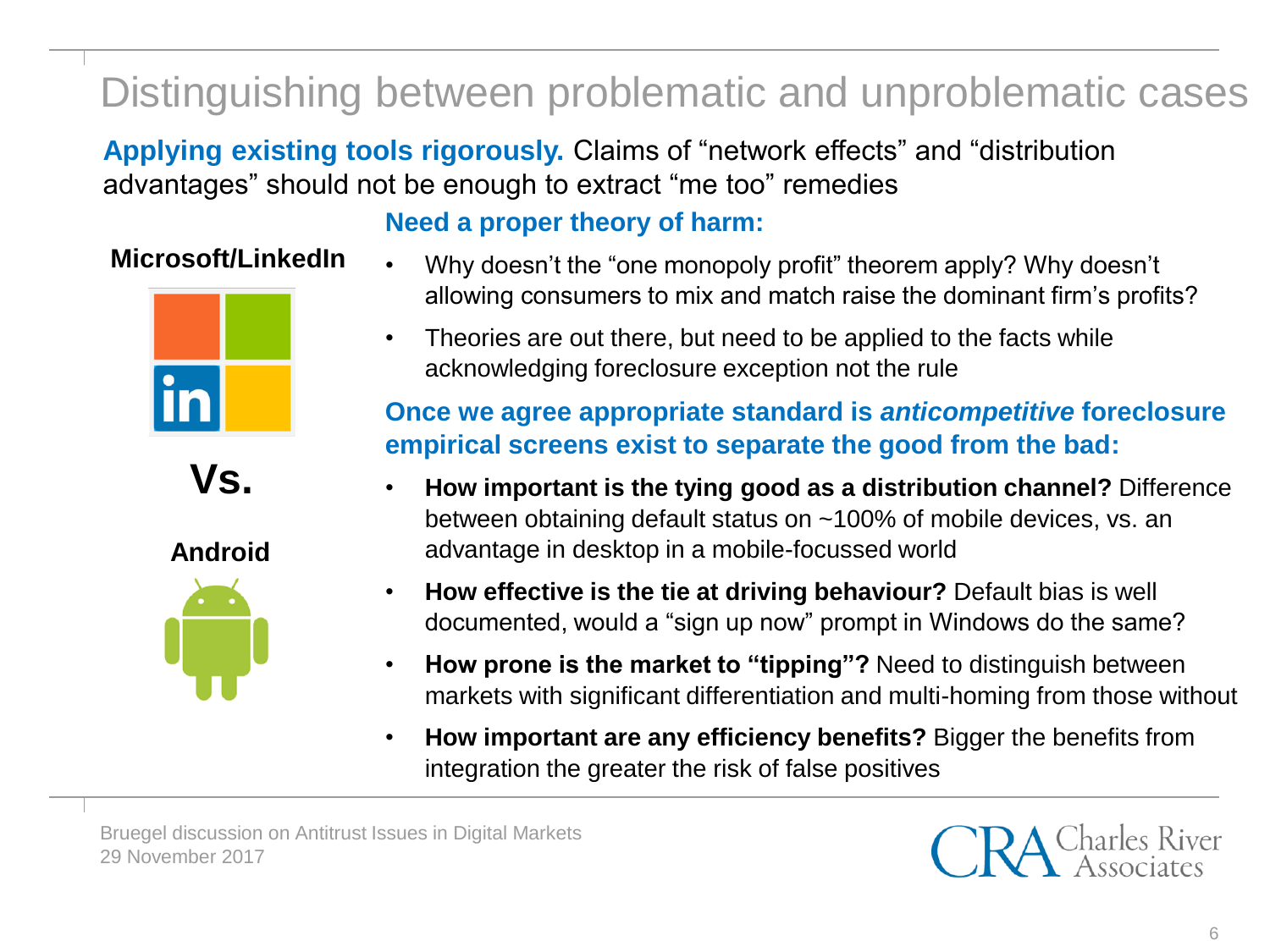# Distinguishing between problematic and unproblematic cases

**Applying existing tools rigorously.** Claims of "network effects" and "distribution advantages" should not be enough to extract "me too" remedies

**Microsoft/LinkedIn**

**Vs.**

**Android**

**Need a proper theory of harm:**

- Why doesn't the "one monopoly profit" theorem apply? Why doesn't allowing consumers to mix and match raise the dominant firm's profits?
- Theories are out there, but need to be applied to the facts while acknowledging foreclosure exception not the rule

**Once we agree appropriate standard is *anticompetitive* foreclosure empirical screens exist to separate the good from the bad:**

- **How important is the tying good as a distribution channel?** Difference between obtaining default status on ~100% of mobile devices, vs. an advantage in desktop in a mobile-focussed world
- **How effective is the tie at driving behaviour?** Default bias is well documented, would a "sign up now" prompt in Windows do the same?
- **How prone is the market to "tipping"?** Need to distinguish between markets with significant differentiation and multi-homing from those without
- **How important are any efficiency benefits?** Bigger the benefits from integration the greater the risk of false positives

Bruegel discussion on Antitrust Issues in Digital Markets
29 November 2017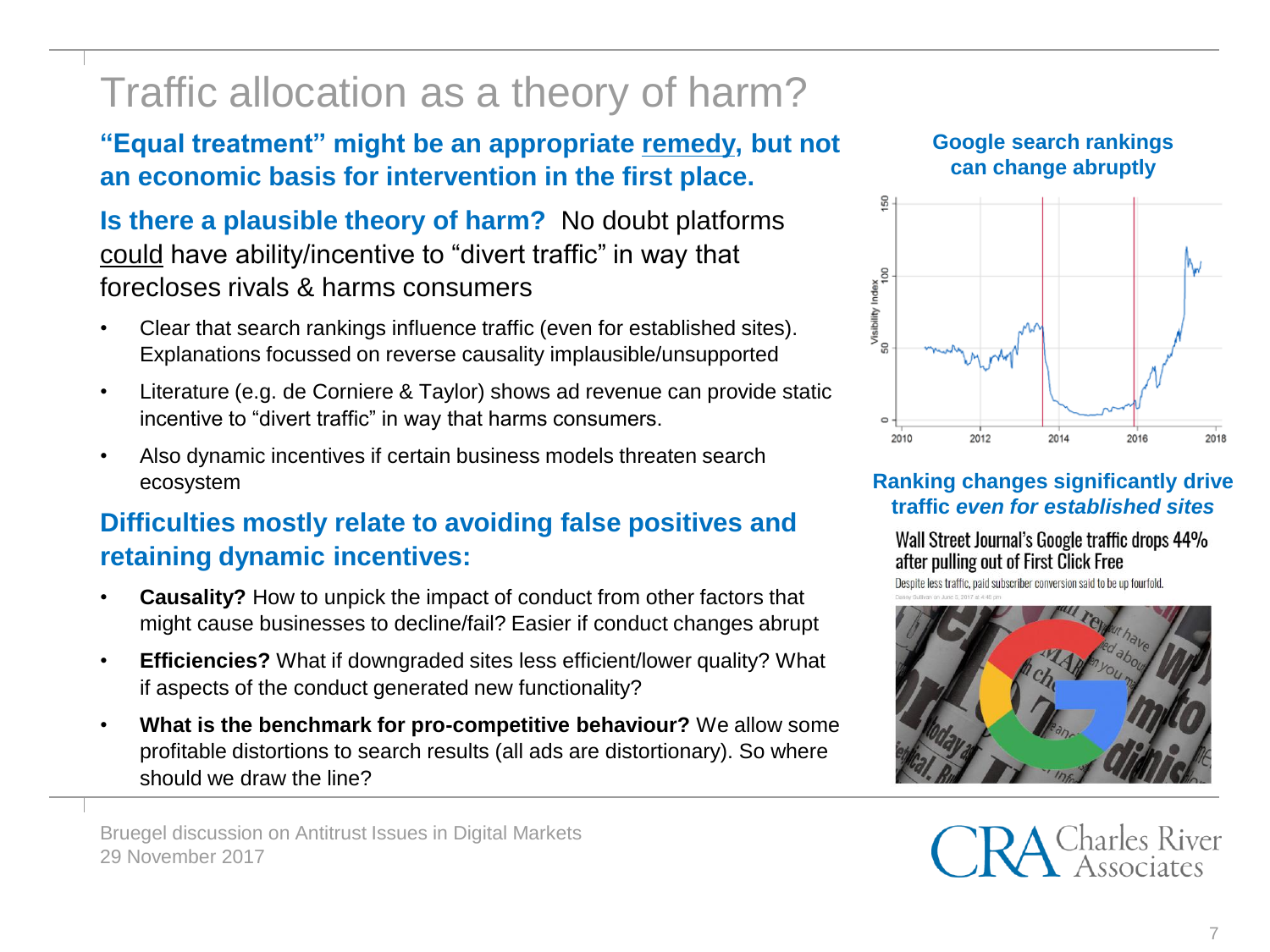# Traffic allocation as a theory of harm?

**"Equal treatment" might be an appropriate remedy, but not an economic basis for intervention in the first place.**

**Is there a plausible theory of harm?** No doubt platforms could have ability/incentive to "divert traffic" in way that forecloses rivals & harms consumers

- Clear that search rankings influence traffic (even for established sites). Explanations focussed on reverse causality implausible/unsupported
- Literature (e.g. de Corniere & Taylor) shows ad revenue can provide static incentive to "divert traffic" in way that harms consumers.
- Also dynamic incentives if certain business models threaten search ecosystem

**Difficulties mostly relate to avoiding false positives and retaining dynamic incentives:**

- **Causality?** How to unpick the impact of conduct from other factors that might cause businesses to decline/fail? Easier if conduct changes abrupt
- **Efficiencies?** What if downgraded sites less efficient/lower quality? What if aspects of the conduct generated new functionality?
- **What is the benchmark for pro-competitive behaviour?** We allow some profitable distortions to search results (all ads are distortionary). So where should we draw the line?

**Google search rankings can change abruptly**

**Ranking changes significantly drive traffic *even for established sites***

Wall Street Journal's Google traffic drops 44% after pulling out of First Click Free

Despite less traffic, paid subscriber conversion said to be up fourfold.

Bruegel discussion on Antitrust Issues in Digital Markets
29 November 2017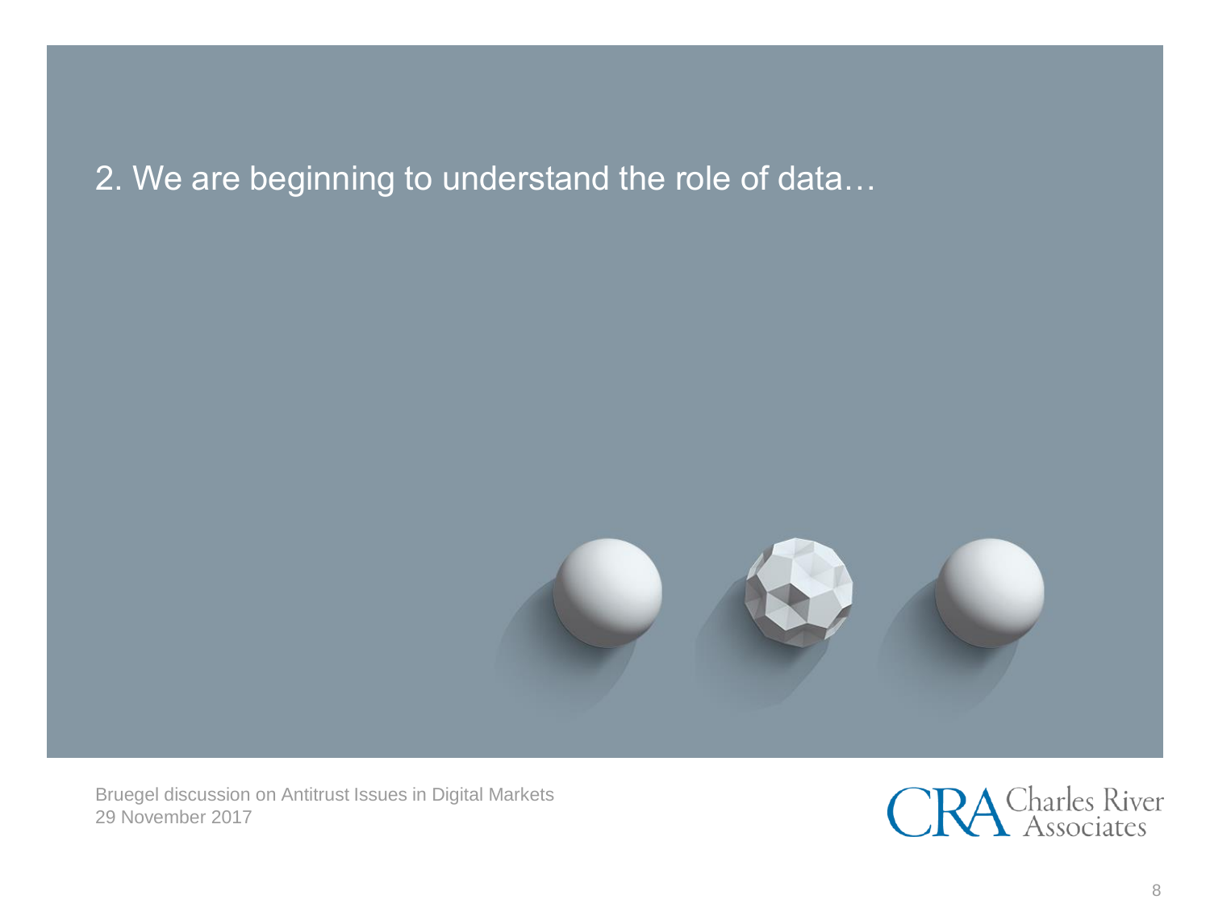# 2. We are beginning to understand the role of data…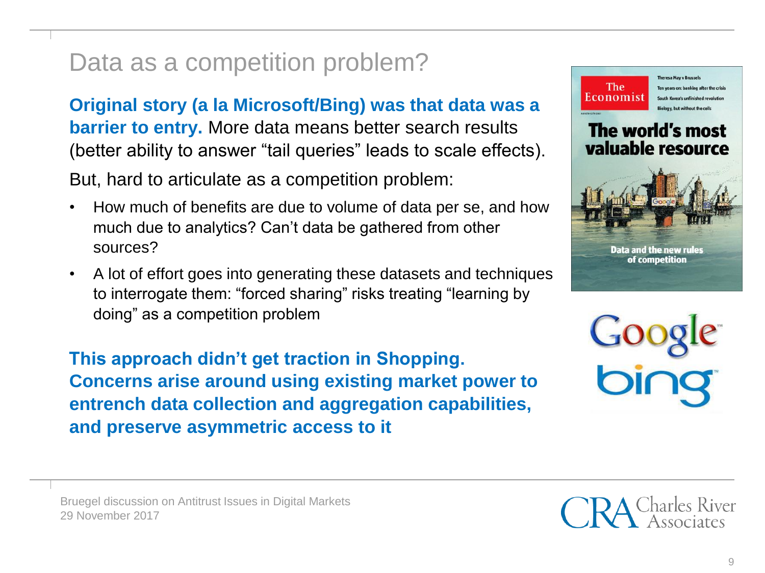# Data as a competition problem?

**Original story (a la Microsoft/Bing) was that data was a barrier to entry.** More data means better search results (better ability to answer "tail queries" leads to scale effects).

But, hard to articulate as a competition problem:

- How much of benefits are due to volume of data per se, and how much due to analytics? Can't data be gathered from other sources?
- A lot of effort goes into generating these datasets and techniques to interrogate them: "forced sharing" risks treating "learning by doing" as a competition problem

**This approach didn't get traction in Shopping. Concerns arise around using existing market power to entrench data collection and aggregation capabilities, and preserve asymmetric access to it**

Bruegel discussion on Antitrust Issues in Digital Markets
29 November 2017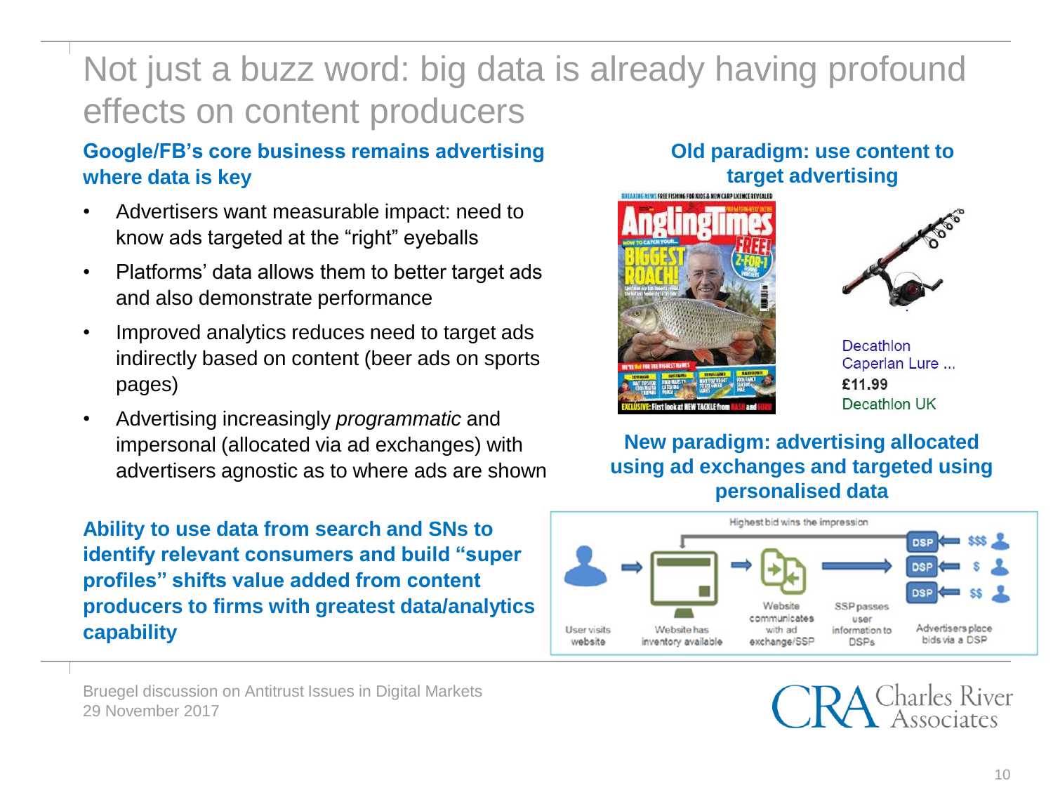# Not just a buzz word: big data is already having profound effects on content producers

## Google/FB's core business remains advertising where data is key

- Advertisers want measurable impact: need to know ads targeted at the "right" eyeballs
- Platforms' data allows them to better target ads and also demonstrate performance
- Improved analytics reduces need to target ads indirectly based on content (beer ads on sports pages)
- Advertising increasingly *programmatic* and impersonal (allocated via ad exchanges) with advertisers agnostic as to where ads are shown

**Ability to use data from search and SNs to identify relevant consumers and build "super profiles" shifts value added from content producers to firms with greatest data/analytics capability**

## Old paradigm: use content to target advertising

Decathlon Caperlan Lure ...
£11.99
Decathlon UK

## New paradigm: advertising allocated using ad exchanges and targeted using personalised data

Highest bid wins the impression

User visits website → Website has inventory available → Website communicates with ad exchange/SSP → SSP passes user information to DSPs → Advertisers place bids via a DSP

DSP ← $$$ ; DSP ← $ ; DSP ← $$

Bruegel discussion on Antitrust Issues in Digital Markets
29 November 2017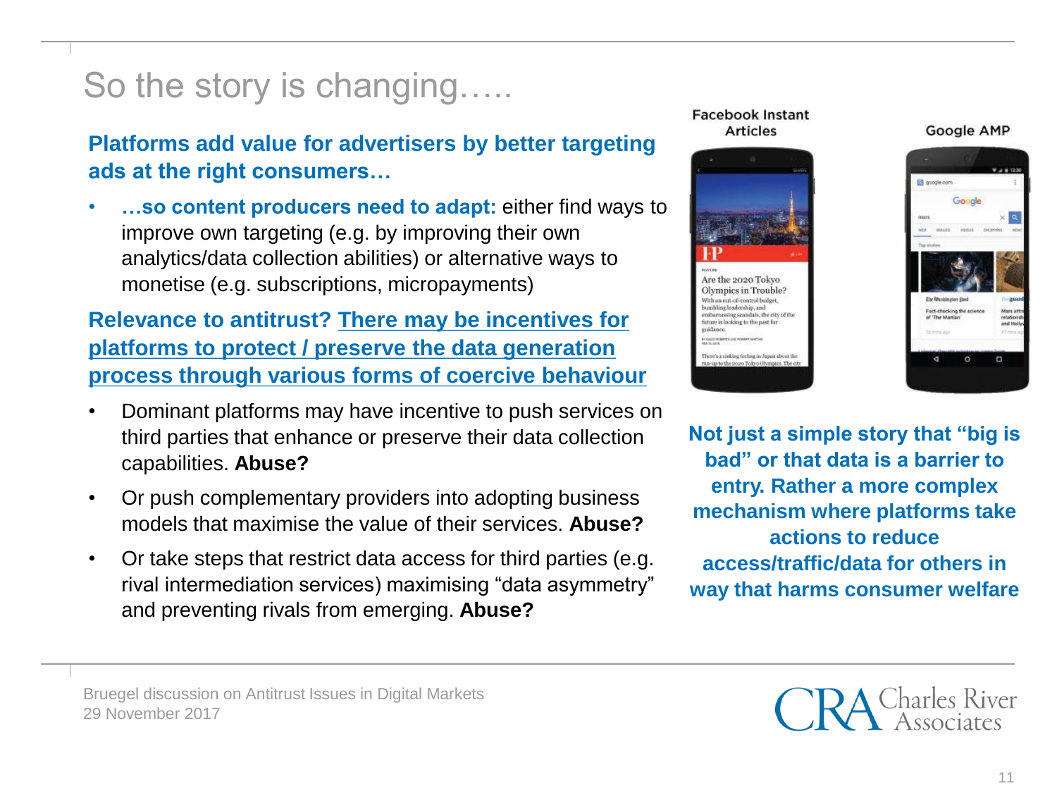# So the story is changing…..

**Platforms add value for advertisers by better targeting ads at the right consumers…**

- **…so content producers need to adapt:** either find ways to improve own targeting (e.g. by improving their own analytics/data collection abilities) or alternative ways to monetise (e.g. subscriptions, micropayments)

**Relevance to antitrust? There may be incentives for platforms to protect / preserve the data generation process through various forms of coercive behaviour**

- Dominant platforms may have incentive to push services on third parties that enhance or preserve their data collection capabilities. **Abuse?**
- Or push complementary providers into adopting business models that maximise the value of their services. **Abuse?**
- Or take steps that restrict data access for third parties (e.g. rival intermediation services) maximising "data asymmetry" and preventing rivals from emerging. **Abuse?**

Facebook Instant Articles

Google AMP

**Not just a simple story that "big is bad" or that data is a barrier to entry. Rather a more complex mechanism where platforms take actions to reduce access/traffic/data for others in way that harms consumer welfare**

Bruegel discussion on Antitrust Issues in Digital Markets
29 November 2017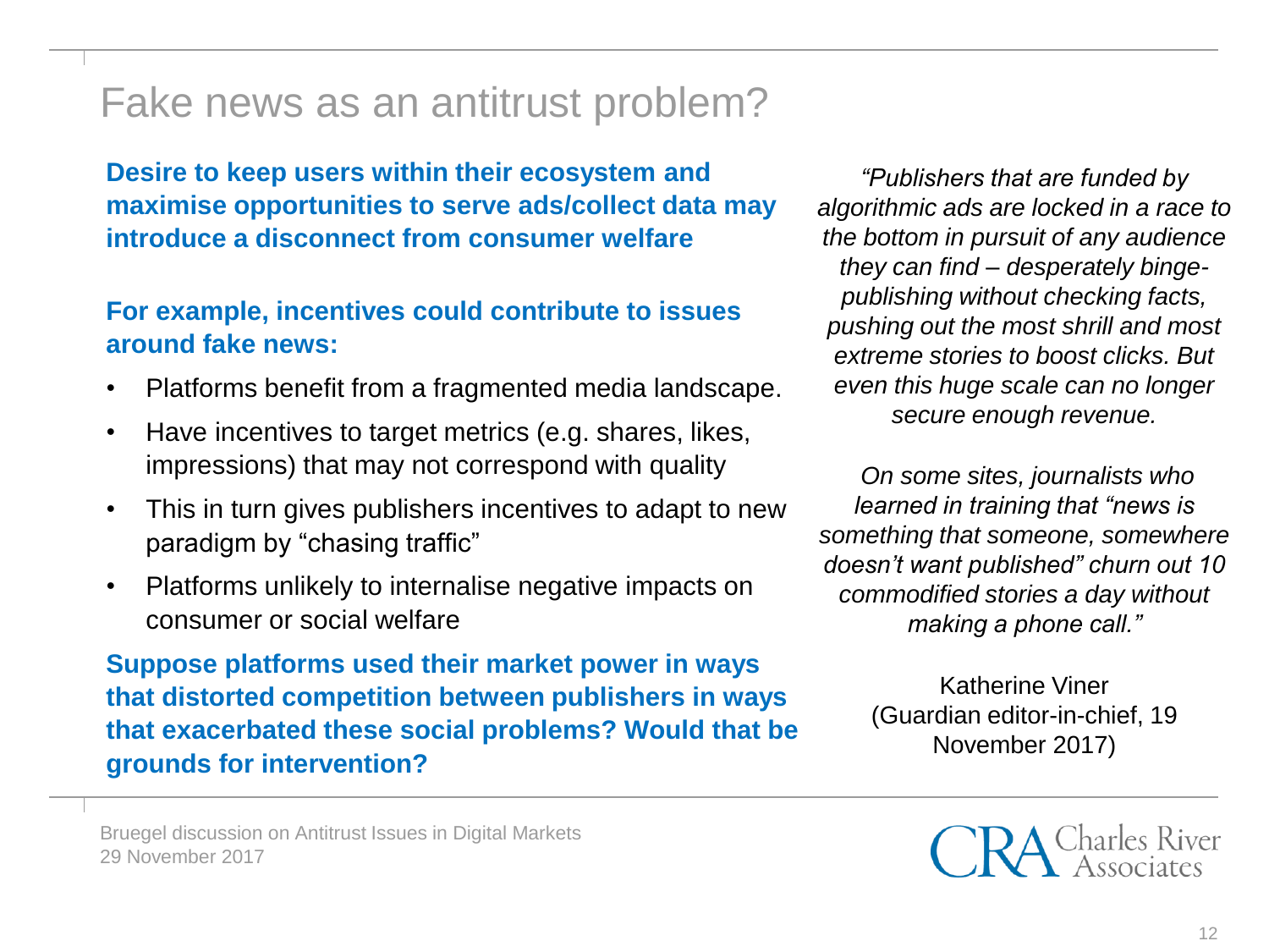# Fake news as an antitrust problem?

**Desire to keep users within their ecosystem and maximise opportunities to serve ads/collect data may introduce a disconnect from consumer welfare**

**For example, incentives could contribute to issues around fake news:**

- Platforms benefit from a fragmented media landscape.
- Have incentives to target metrics (e.g. shares, likes, impressions) that may not correspond with quality
- This in turn gives publishers incentives to adapt to new paradigm by "chasing traffic"
- Platforms unlikely to internalise negative impacts on consumer or social welfare

**Suppose platforms used their market power in ways that distorted competition between publishers in ways that exacerbated these social problems? Would that be grounds for intervention?**

*"Publishers that are funded by algorithmic ads are locked in a race to the bottom in pursuit of any audience they can find – desperately binge-publishing without checking facts, pushing out the most shrill and most extreme stories to boost clicks. But even this huge scale can no longer secure enough revenue.*

*On some sites, journalists who learned in training that "news is something that someone, somewhere doesn't want published" churn out 10 commodified stories a day without making a phone call."*

Katherine Viner (Guardian editor-in-chief, 19 November 2017)

Bruegel discussion on Antitrust Issues in Digital Markets
29 November 2017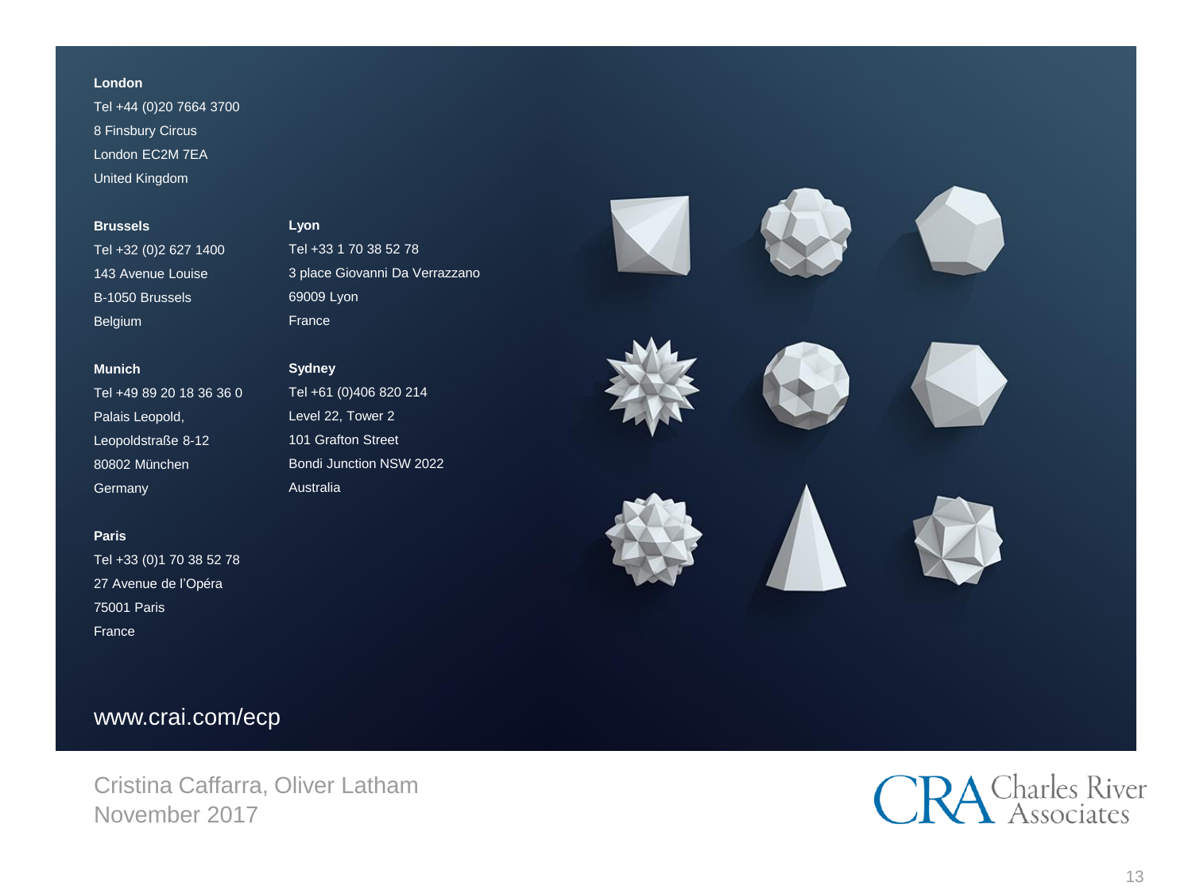**London**
Tel +44 (0)20 7664 3700
8 Finsbury Circus
London EC2M 7EA
United Kingdom

**Brussels**
Tel +32 (0)2 627 1400
143 Avenue Louise
B-1050 Brussels
Belgium

**Munich**
Tel +49 89 20 18 36 36 0
Palais Leopold,
Leopoldstraße 8-12
80802 München
Germany

**Paris**
Tel +33 (0)1 70 38 52 78
27 Avenue de l'Opéra
75001 Paris
France

**Lyon**
Tel +33 1 70 38 52 78
3 place Giovanni Da Verrazzano
69009 Lyon
France

**Sydney**
Tel +61 (0)406 820 214
Level 22, Tower 2
101 Grafton Street
Bondi Junction NSW 2022
Australia

www.crai.com/ecp

Cristina Caffarra, Oliver Latham
November 2017

CRA Charles River Associates